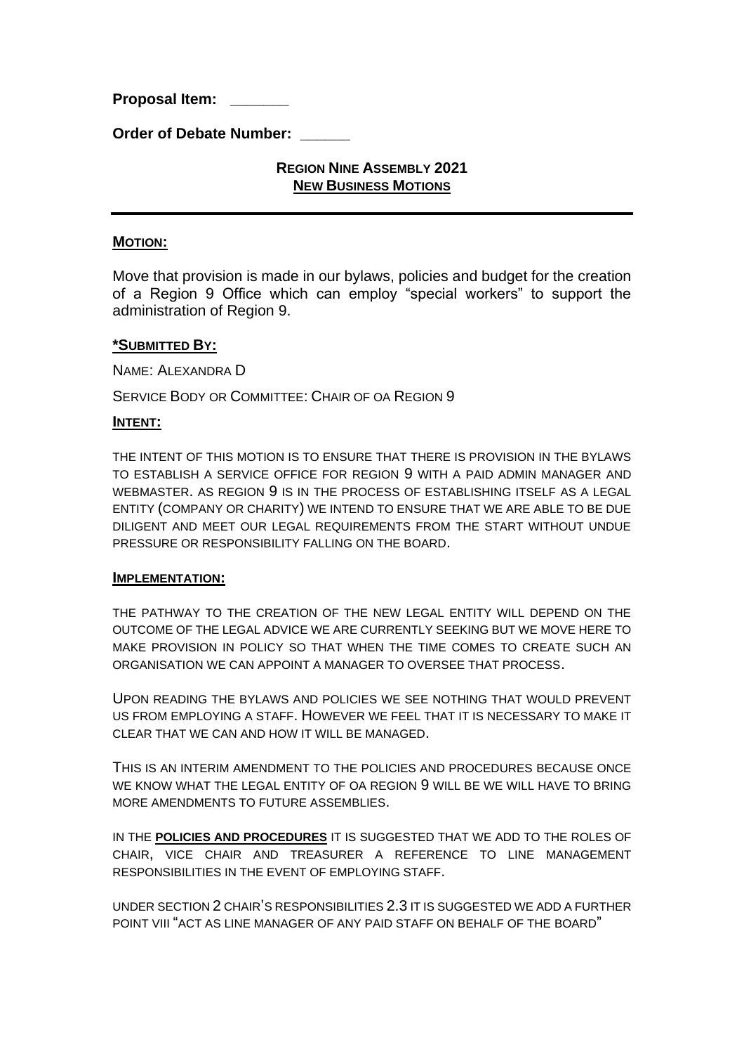**Proposal Item: \_\_\_\_\_\_\_**

**Order of Debate Number: \_\_\_\_\_\_**

## REGION NINE ASSEMBLY 2021
## NEW BUSINESS MOTIONS

---

### MOTION:

Move that provision is made in our bylaws, policies and budget for the creation of a Region 9 Office which can employ "special workers" to support the administration of Region 9.

### *SUBMITTED BY:

NAME: ALEXANDRA D

SERVICE BODY OR COMMITTEE: CHAIR OF OA REGION 9

### INTENT:

THE INTENT OF THIS MOTION IS TO ENSURE THAT THERE IS PROVISION IN THE BYLAWS TO ESTABLISH A SERVICE OFFICE FOR REGION 9 WITH A PAID ADMIN MANAGER AND WEBMASTER. AS REGION 9 IS IN THE PROCESS OF ESTABLISHING ITSELF AS A LEGAL ENTITY (COMPANY OR CHARITY) WE INTEND TO ENSURE THAT WE ARE ABLE TO BE DUE DILIGENT AND MEET OUR LEGAL REQUIREMENTS FROM THE START WITHOUT UNDUE PRESSURE OR RESPONSIBILITY FALLING ON THE BOARD.

### IMPLEMENTATION:

THE PATHWAY TO THE CREATION OF THE NEW LEGAL ENTITY WILL DEPEND ON THE OUTCOME OF THE LEGAL ADVICE WE ARE CURRENTLY SEEKING BUT WE MOVE HERE TO MAKE PROVISION IN POLICY SO THAT WHEN THE TIME COMES TO CREATE SUCH AN ORGANISATION WE CAN APPOINT A MANAGER TO OVERSEE THAT PROCESS.

UPON READING THE BYLAWS AND POLICIES WE SEE NOTHING THAT WOULD PREVENT US FROM EMPLOYING A STAFF. HOWEVER WE FEEL THAT IT IS NECESSARY TO MAKE IT CLEAR THAT WE CAN AND HOW IT WILL BE MANAGED.

THIS IS AN INTERIM AMENDMENT TO THE POLICIES AND PROCEDURES BECAUSE ONCE WE KNOW WHAT THE LEGAL ENTITY OF OA REGION 9 WILL BE WE WILL HAVE TO BRING MORE AMENDMENTS TO FUTURE ASSEMBLIES.

IN THE **POLICIES AND PROCEDURES** IT IS SUGGESTED THAT WE ADD TO THE ROLES OF CHAIR, VICE CHAIR AND TREASURER A REFERENCE TO LINE MANAGEMENT RESPONSIBILITIES IN THE EVENT OF EMPLOYING STAFF.

UNDER SECTION 2 CHAIR'S RESPONSIBILITIES 2.3 IT IS SUGGESTED WE ADD A FURTHER POINT VIII "ACT AS LINE MANAGER OF ANY PAID STAFF ON BEHALF OF THE BOARD"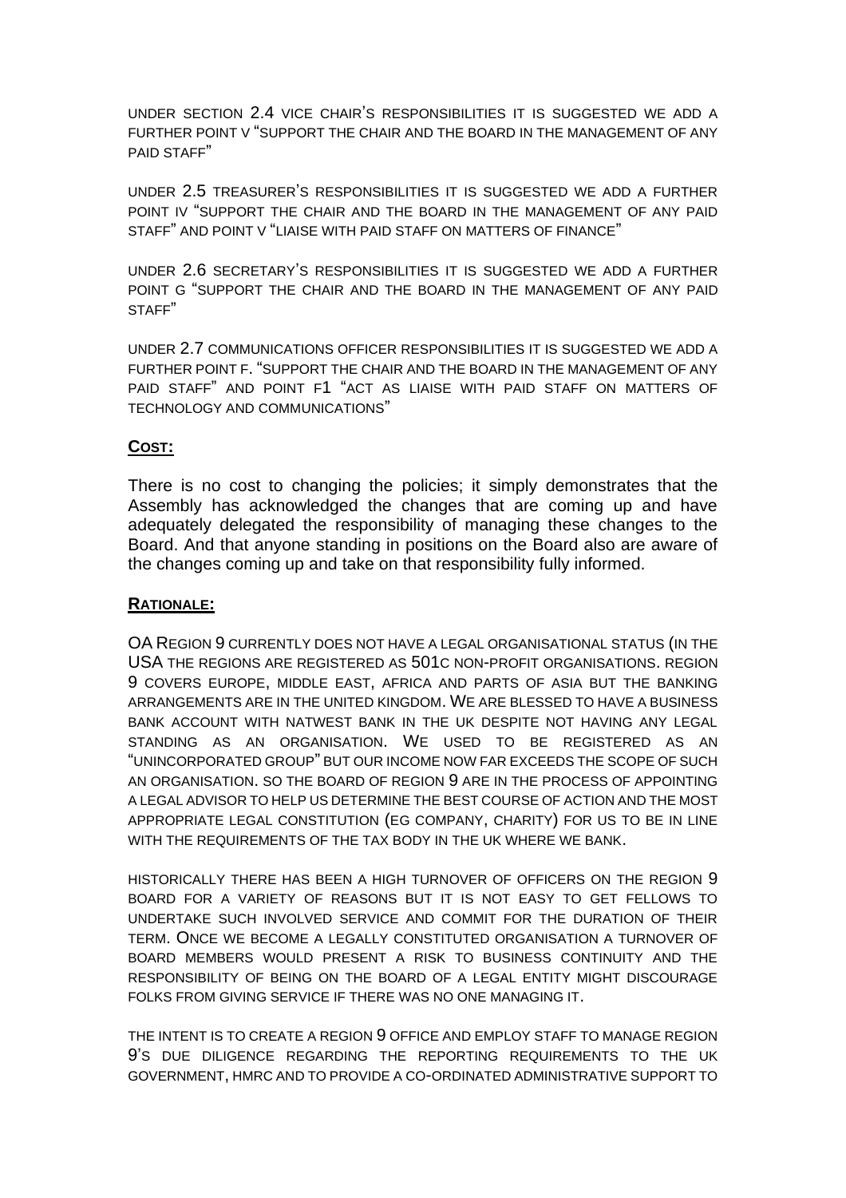UNDER SECTION 2.4 VICE CHAIR'S RESPONSIBILITIES IT IS SUGGESTED WE ADD A FURTHER POINT V "SUPPORT THE CHAIR AND THE BOARD IN THE MANAGEMENT OF ANY PAID STAFF"

UNDER 2.5 TREASURER'S RESPONSIBILITIES IT IS SUGGESTED WE ADD A FURTHER POINT IV "SUPPORT THE CHAIR AND THE BOARD IN THE MANAGEMENT OF ANY PAID STAFF" AND POINT V "LIAISE WITH PAID STAFF ON MATTERS OF FINANCE"

UNDER 2.6 SECRETARY'S RESPONSIBILITIES IT IS SUGGESTED WE ADD A FURTHER POINT G "SUPPORT THE CHAIR AND THE BOARD IN THE MANAGEMENT OF ANY PAID STAFF"

UNDER 2.7 COMMUNICATIONS OFFICER RESPONSIBILITIES IT IS SUGGESTED WE ADD A FURTHER POINT F. "SUPPORT THE CHAIR AND THE BOARD IN THE MANAGEMENT OF ANY PAID STAFF" AND POINT F1 "ACT AS LIAISE WITH PAID STAFF ON MATTERS OF TECHNOLOGY AND COMMUNICATIONS"

**COST:**

There is no cost to changing the policies; it simply demonstrates that the Assembly has acknowledged the changes that are coming up and have adequately delegated the responsibility of managing these changes to the Board. And that anyone standing in positions on the Board also are aware of the changes coming up and take on that responsibility fully informed.

**RATIONALE:**

OA REGION 9 CURRENTLY DOES NOT HAVE A LEGAL ORGANISATIONAL STATUS (IN THE USA THE REGIONS ARE REGISTERED AS 501C NON-PROFIT ORGANISATIONS. REGION 9 COVERS EUROPE, MIDDLE EAST, AFRICA AND PARTS OF ASIA BUT THE BANKING ARRANGEMENTS ARE IN THE UNITED KINGDOM. WE ARE BLESSED TO HAVE A BUSINESS BANK ACCOUNT WITH NATWEST BANK IN THE UK DESPITE NOT HAVING ANY LEGAL STANDING AS AN ORGANISATION. WE USED TO BE REGISTERED AS AN "UNINCORPORATED GROUP" BUT OUR INCOME NOW FAR EXCEEDS THE SCOPE OF SUCH AN ORGANISATION. SO THE BOARD OF REGION 9 ARE IN THE PROCESS OF APPOINTING A LEGAL ADVISOR TO HELP US DETERMINE THE BEST COURSE OF ACTION AND THE MOST APPROPRIATE LEGAL CONSTITUTION (EG COMPANY, CHARITY) FOR US TO BE IN LINE WITH THE REQUIREMENTS OF THE TAX BODY IN THE UK WHERE WE BANK.

HISTORICALLY THERE HAS BEEN A HIGH TURNOVER OF OFFICERS ON THE REGION 9 BOARD FOR A VARIETY OF REASONS BUT IT IS NOT EASY TO GET FELLOWS TO UNDERTAKE SUCH INVOLVED SERVICE AND COMMIT FOR THE DURATION OF THEIR TERM. ONCE WE BECOME A LEGALLY CONSTITUTED ORGANISATION A TURNOVER OF BOARD MEMBERS WOULD PRESENT A RISK TO BUSINESS CONTINUITY AND THE RESPONSIBILITY OF BEING ON THE BOARD OF A LEGAL ENTITY MIGHT DISCOURAGE FOLKS FROM GIVING SERVICE IF THERE WAS NO ONE MANAGING IT.

THE INTENT IS TO CREATE A REGION 9 OFFICE AND EMPLOY STAFF TO MANAGE REGION 9'S DUE DILIGENCE REGARDING THE REPORTING REQUIREMENTS TO THE UK GOVERNMENT, HMRC AND TO PROVIDE A CO-ORDINATED ADMINISTRATIVE SUPPORT TO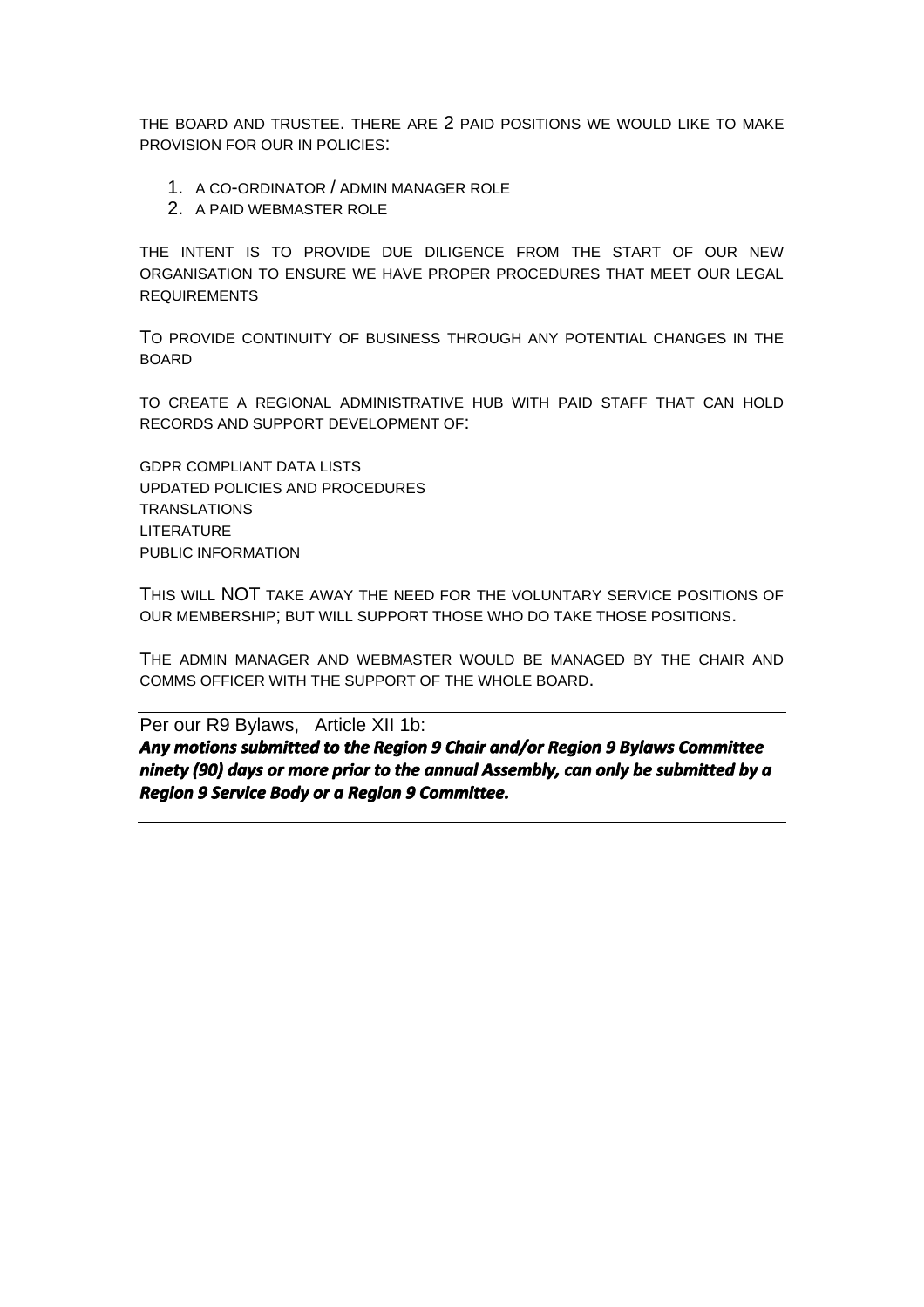THE BOARD AND TRUSTEE. THERE ARE 2 PAID POSITIONS WE WOULD LIKE TO MAKE PROVISION FOR OUR IN POLICIES:

1. A CO-ORDINATOR / ADMIN MANAGER ROLE
2. A PAID WEBMASTER ROLE

THE INTENT IS TO PROVIDE DUE DILIGENCE FROM THE START OF OUR NEW ORGANISATION TO ENSURE WE HAVE PROPER PROCEDURES THAT MEET OUR LEGAL REQUIREMENTS

TO PROVIDE CONTINUITY OF BUSINESS THROUGH ANY POTENTIAL CHANGES IN THE BOARD

TO CREATE A REGIONAL ADMINISTRATIVE HUB WITH PAID STAFF THAT CAN HOLD RECORDS AND SUPPORT DEVELOPMENT OF:

GDPR COMPLIANT DATA LISTS
UPDATED POLICIES AND PROCEDURES
TRANSLATIONS
LITERATURE
PUBLIC INFORMATION

THIS WILL NOT TAKE AWAY THE NEED FOR THE VOLUNTARY SERVICE POSITIONS OF OUR MEMBERSHIP; BUT WILL SUPPORT THOSE WHO DO TAKE THOSE POSITIONS.

THE ADMIN MANAGER AND WEBMASTER WOULD BE MANAGED BY THE CHAIR AND COMMS OFFICER WITH THE SUPPORT OF THE WHOLE BOARD.

---

Per our R9 Bylaws, Article XII 1b:
***Any motions submitted to the Region 9 Chair and/or Region 9 Bylaws Committee ninety (90) days or more prior to the annual Assembly, can only be submitted by a Region 9 Service Body or a Region 9 Committee.***

---